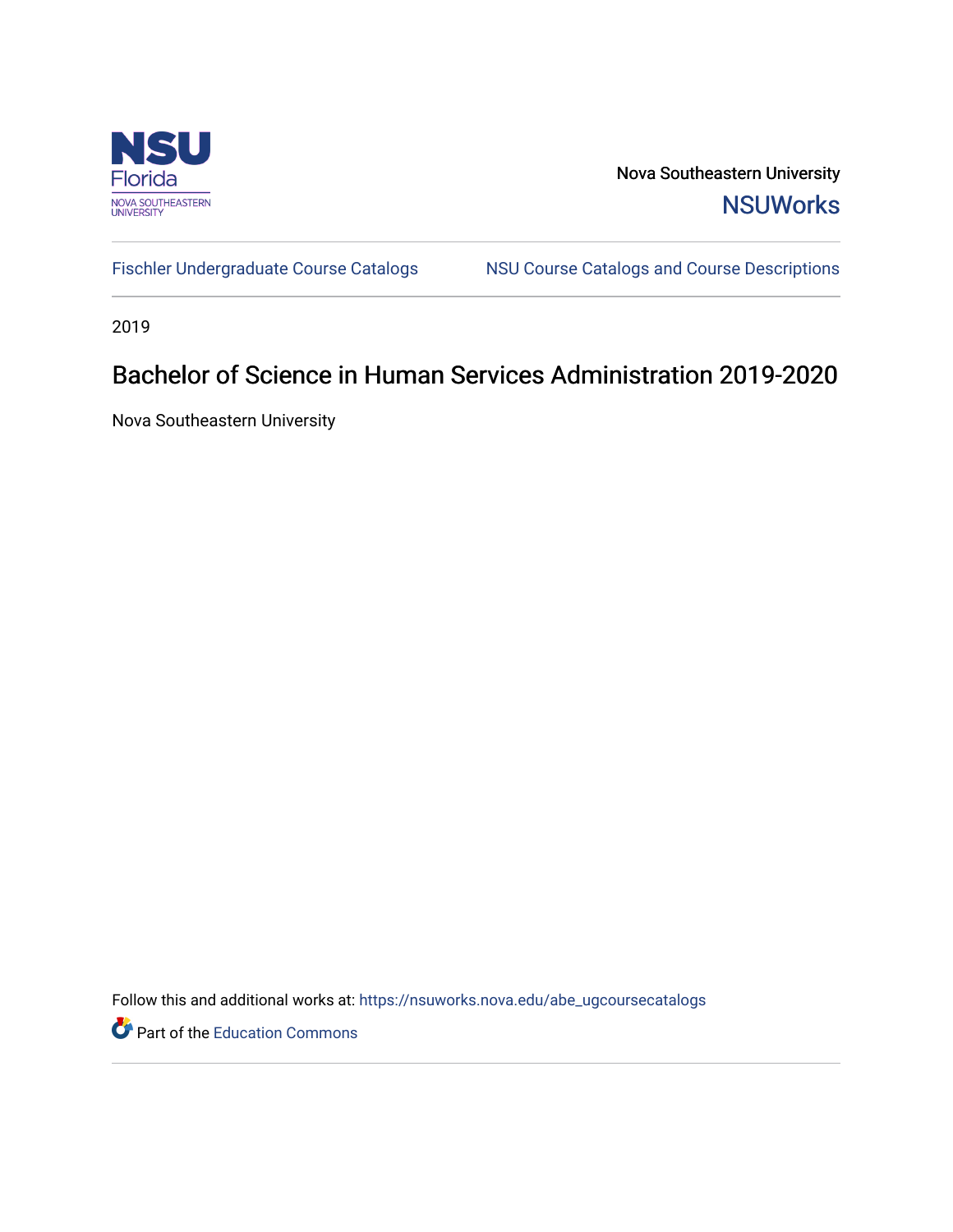Nova Southeastern University

NSUWorks

Fischler Undergraduate Course Catalogs

NSU Course Catalogs and Course Descriptions

2019

# Bachelor of Science in Human Services Administration 2019-2020

Nova Southeastern University

Follow this and additional works at: https://nsuworks.nova.edu/abe_ugcoursecatalogs

Part of the Education Commons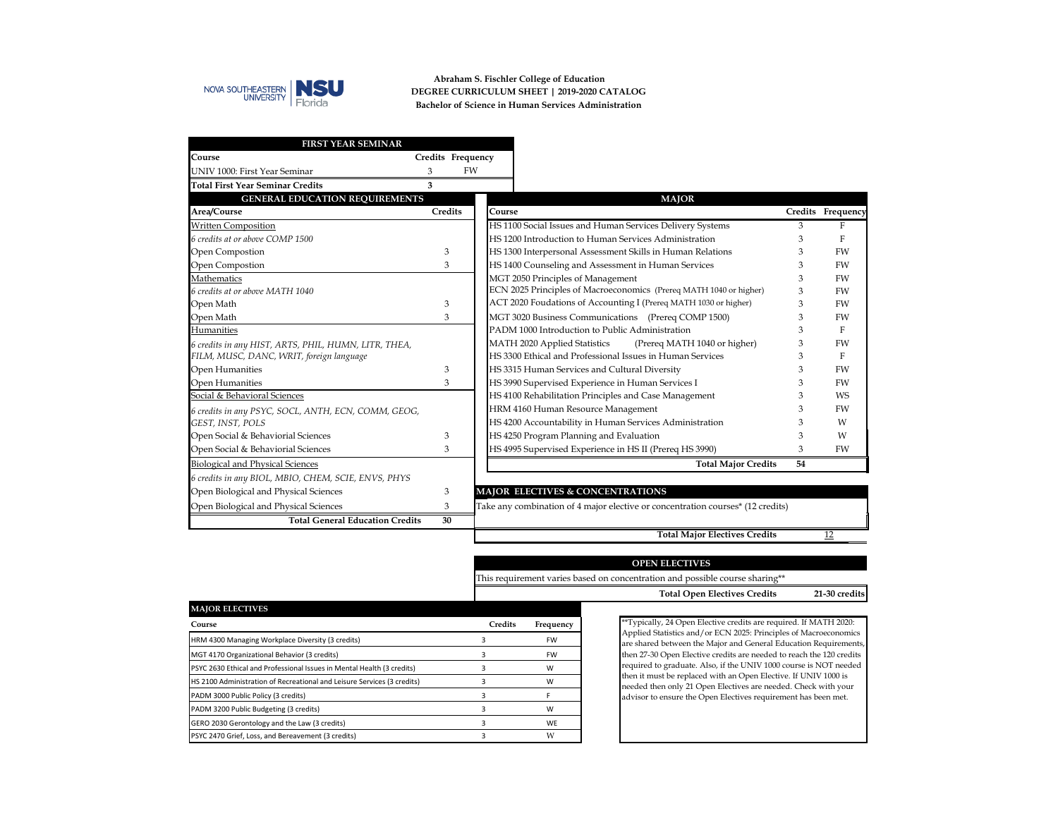**Abraham S. Fischler College of Education**
**DEGREE CURRICULUM SHEET | 2019-2020 CATALOG**
**Bachelor of Science in Human Services Administration**

## FIRST YEAR SEMINAR

| Course | Credits | Frequency |
|---|---|---|
| UNIV 1000: First Year Seminar | 3 | FW |
| **Total First Year Seminar Credits** | **3** | |

## GENERAL EDUCATION REQUIREMENTS

| Area/Course | Credits |
|---|---|
| Written Composition | |
| *6 credits at or above COMP 1500* | |
| Open Compostion | 3 |
| Open Compostion | 3 |
| Mathematics | |
| *6 credits at or above MATH 1040* | |
| Open Math | 3 |
| Open Math | 3 |
| Humanities | |
| *6 credits in any HIST, ARTS, PHIL, HUMN, LITR, THEA, FILM, MUSC, DANC, WRIT, foreign language* | |
| Open Humanities | 3 |
| Open Humanities | 3 |
| Social & Behavioral Sciences | |
| *6 credits in any PSYC, SOCL, ANTH, ECN, COMM, GEOG, GEST, INST, POLS* | |
| Open Social & Behavioral Sciences | 3 |
| Open Social & Behavioral Sciences | 3 |
| Biological and Physical Sciences | |
| *6 credits in any BIOL, MBIO, CHEM, SCIE, ENVS, PHYS* | |
| Open Biological and Physical Sciences | 3 |
| Open Biological and Physical Sciences | 3 |
| **Total General Education Credits** | **30** |

## MAJOR

| Course | Credits | Frequency |
|---|---|---|
| HS 1100 Social Issues and Human Services Delivery Systems | 3 | F |
| HS 1200 Introduction to Human Services Administration | 3 | F |
| HS 1300 Interpersonal Assessment Skills in Human Relations | 3 | FW |
| HS 1400 Counseling and Assessment in Human Services | 3 | FW |
| MGT 2050 Principles of Management | 3 | FW |
| ECN 2025 Principles of Macroeconomics (Prereq MATH 1040 or higher) | 3 | FW |
| ACT 2020 Foudations of Accounting I (Prereq MATH 1030 or higher) | 3 | FW |
| MGT 3020 Business Communications (Prereq COMP 1500) | 3 | FW |
| PADM 1000 Introduction to Public Administration | 3 | F |
| MATH 2020 Applied Statistics (Prereq MATH 1040 or higher) | 3 | FW |
| HS 3300 Ethical and Professional Issues in Human Services | 3 | F |
| HS 3315 Human Services and Cultural Diversity | 3 | FW |
| HS 3990 Supervised Experience in Human Services I | 3 | FW |
| HS 4100 Rehabilitation Principles and Case Management | 3 | WS |
| HRM 4160 Human Resource Management | 3 | FW |
| HS 4200 Accountability in Human Services Administration | 3 | W |
| HS 4250 Program Planning and Evaluation | 3 | W |
| HS 4995 Supervised Experience in HS II (Prereq HS 3990) | 3 | FW |
| **Total Major Credits** | **54** | |

## MAJOR ELECTIVES & CONCENTRATIONS

Take any combination of 4 major elective or concentration courses* (12 credits)

**Total Major Electives Credits** 12

## OPEN ELECTIVES

This requirement varies based on concentration and possible course sharing**

**Total Open Electives Credits** **21-30 credits**

## MAJOR ELECTIVES

| Course | Credits | Frequency |
|---|---|---|
| HRM 4300 Managing Workplace Diversity (3 credits) | 3 | FW |
| MGT 4170 Organizational Behavior (3 credits) | 3 | FW |
| PSYC 2630 Ethical and Professional Issues in Mental Health (3 credits) | 3 | W |
| HS 2100 Administration of Recreational and Leisure Services (3 credits) | 3 | W |
| PADM 3000 Public Policy (3 credits) | 3 | F |
| PADM 3200 Public Budgeting (3 credits) | 3 | W |
| GERO 2030 Gerontology and the Law (3 credits) | 3 | WE |
| PSYC 2470 Grief, Loss, and Bereavement (3 credits) | 3 | W |

**Typically, 24 Open Elective credits are required. If MATH 2020: Applied Statistics and/or ECN 2025: Principles of Macroeconomics are shared between the Major and General Education Requirements, then 27-30 Open Elective credits are needed to reach the 120 credits required to graduate. Also, if the UNIV 1000 course is NOT needed then it must be replaced with an Open Elective. If UNIV 1000 is needed then only 21 Open Electives are needed. Check with your advisor to ensure the Open Electives requirement has been met.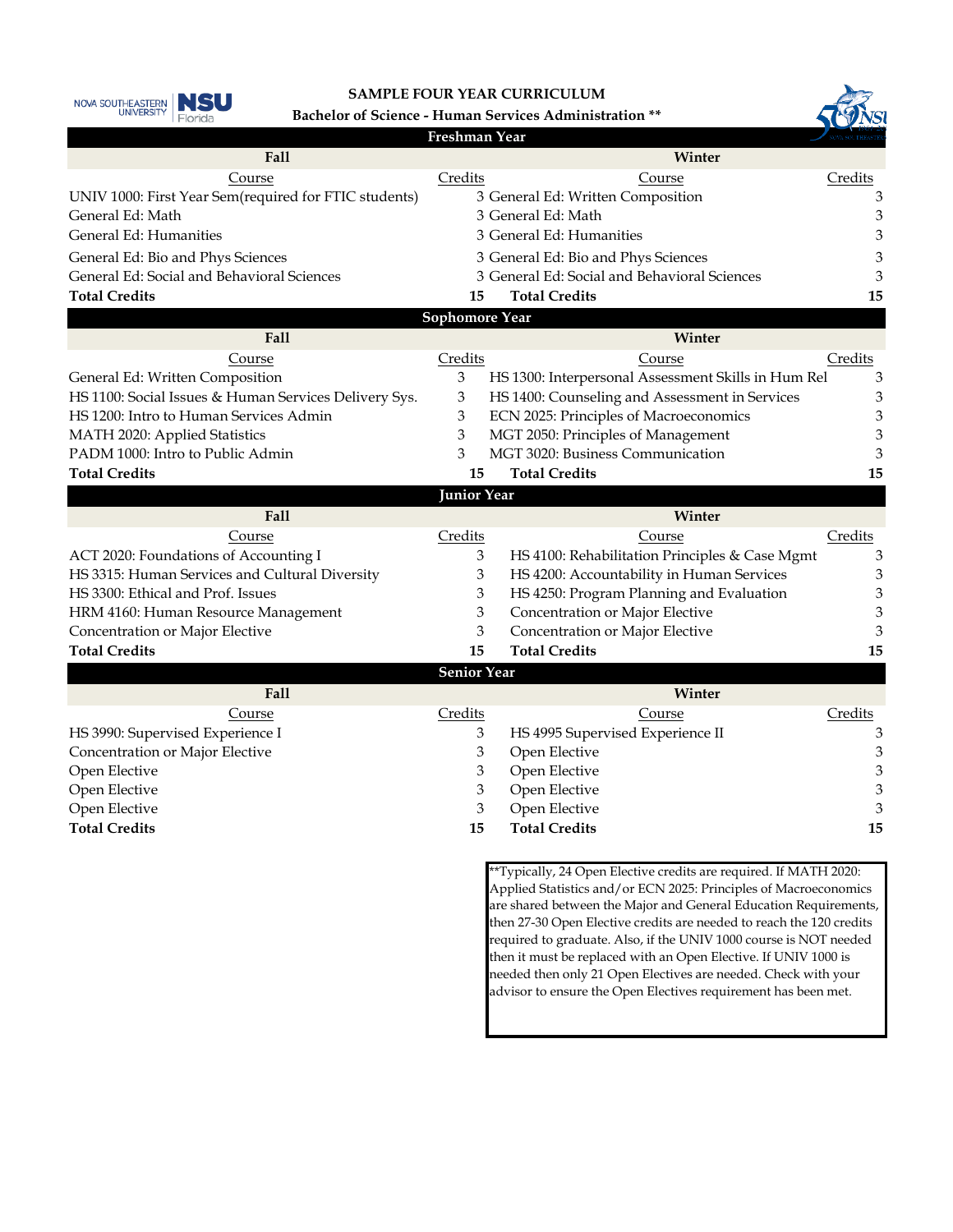# SAMPLE FOUR YEAR CURRICULUM

**Bachelor of Science - Human Services Administration \*\***

## Freshman Year

| Fall | | Winter | |
|---|---|---|---|
| Course | Credits | Course | Credits |
| UNIV 1000: First Year Sem(required for FTIC students) | 3 | General Ed: Written Composition | 3 |
| General Ed: Math | 3 | General Ed: Math | 3 |
| General Ed: Humanities | 3 | General Ed: Humanities | 3 |
| General Ed: Bio and Phys Sciences | 3 | General Ed: Bio and Phys Sciences | 3 |
| General Ed: Social and Behavioral Sciences | 3 | General Ed: Social and Behavioral Sciences | 3 |
| **Total Credits** | **15** | **Total Credits** | **15** |

## Sophomore Year

| Fall | | Winter | |
|---|---|---|---|
| Course | Credits | Course | Credits |
| General Ed: Written Composition | 3 | HS 1300: Interpersonal Assessment Skills in Hum Rel | 3 |
| HS 1100: Social Issues & Human Services Delivery Sys. | 3 | HS 1400: Counseling and Assessment in Services | 3 |
| HS 1200: Intro to Human Services Admin | 3 | ECN 2025: Principles of Macroeconomics | 3 |
| MATH 2020: Applied Statistics | 3 | MGT 2050: Principles of Management | 3 |
| PADM 1000: Intro to Public Admin | 3 | MGT 3020: Business Communication | 3 |
| **Total Credits** | **15** | **Total Credits** | **15** |

## Junior Year

| Fall | | Winter | |
|---|---|---|---|
| Course | Credits | Course | Credits |
| ACT 2020: Foundations of Accounting I | 3 | HS 4100: Rehabilitation Principles & Case Mgmt | 3 |
| HS 3315: Human Services and Cultural Diversity | 3 | HS 4200: Accountability in Human Services | 3 |
| HS 3300: Ethical and Prof. Issues | 3 | HS 4250: Program Planning and Evaluation | 3 |
| HRM 4160: Human Resource Management | 3 | Concentration or Major Elective | 3 |
| Concentration or Major Elective | 3 | Concentration or Major Elective | 3 |
| **Total Credits** | **15** | **Total Credits** | **15** |

## Senior Year

| Fall | | Winter | |
|---|---|---|---|
| Course | Credits | Course | Credits |
| HS 3990: Supervised Experience I | 3 | HS 4995 Supervised Experience II | 3 |
| Concentration or Major Elective | 3 | Open Elective | 3 |
| Open Elective | 3 | Open Elective | 3 |
| Open Elective | 3 | Open Elective | 3 |
| Open Elective | 3 | Open Elective | 3 |
| **Total Credits** | **15** | **Total Credits** | **15** |

\*\*Typically, 24 Open Elective credits are required. If MATH 2020: Applied Statistics and/or ECN 2025: Principles of Macroeconomics are shared between the Major and General Education Requirements, then 27-30 Open Elective credits are needed to reach the 120 credits required to graduate. Also, if the UNIV 1000 course is NOT needed then it must be replaced with an Open Elective. If UNIV 1000 is needed then only 21 Open Electives are needed. Check with your advisor to ensure the Open Electives requirement has been met.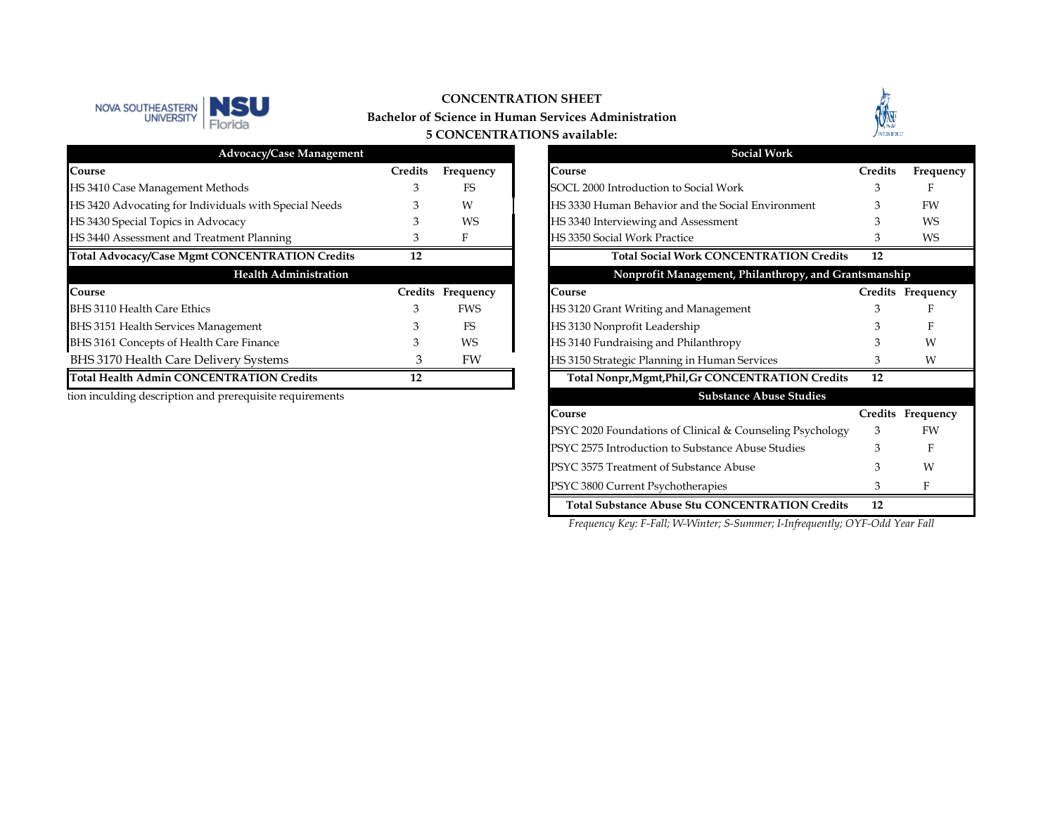**CONCENTRATION SHEET**

**Bachelor of Science in Human Services Administration**

**5 CONCENTRATIONS available:**

| Advocacy/Case Management | | |
|---|---|---|
| **Course** | **Credits** | **Frequency** |
| HS 3410 Case Management Methods | 3 | FS |
| HS 3420 Advocating for Individuals with Special Needs | 3 | W |
| HS 3430 Special Topics in Advocacy | 3 | WS |
| HS 3440 Assessment and Treatment Planning | 3 | F |
| **Total Advocacy/Case Mgmt CONCENTRATION Credits** | **12** | |

| Health Administration | | |
|---|---|---|
| **Course** | **Credits** | **Frequency** |
| BHS 3110 Health Care Ethics | 3 | FWS |
| BHS 3151 Health Services Management | 3 | FS |
| BHS 3161 Concepts of Health Care Finance | 3 | WS |
| BHS 3170 Health Care Delivery Systems | 3 | FW |
| **Total Health Admin CONCENTRATION Credits** | **12** | |

tion inculding description and prerequisite requirements

| Social Work | | |
|---|---|---|
| **Course** | **Credits** | **Frequency** |
| SOCL 2000 Introduction to Social Work | 3 | F |
| HS 3330 Human Behavior and the Social Environment | 3 | FW |
| HS 3340 Interviewing and Assessment | 3 | WS |
| HS 3350 Social Work Practice | 3 | WS |
| **Total Social Work CONCENTRATION Credits** | **12** | |

| Nonprofit Management, Philanthropy, and Grantsmanship | | |
|---|---|---|
| **Course** | **Credits** | **Frequency** |
| HS 3120 Grant Writing and Management | 3 | F |
| HS 3130 Nonprofit Leadership | 3 | F |
| HS 3140 Fundraising and Philanthropy | 3 | W |
| HS 3150 Strategic Planning in Human Services | 3 | W |
| **Total Nonpr,Mgmt,Phil,Gr CONCENTRATION Credits** | **12** | |

| Substance Abuse Studies | | |
|---|---|---|
| **Course** | **Credits** | **Frequency** |
| PSYC 2020 Foundations of Clinical & Counseling Psychology | 3 | FW |
| PSYC 2575 Introduction to Substance Abuse Studies | 3 | F |
| PSYC 3575 Treatment of Substance Abuse | 3 | W |
| PSYC 3800 Current Psychotherapies | 3 | F |
| **Total Substance Abuse Stu CONCENTRATION Credits** | **12** | |

*Frequency Key: F-Fall; W-Winter; S-Summer; I-Infrequently; OYF-Odd Year Fall*